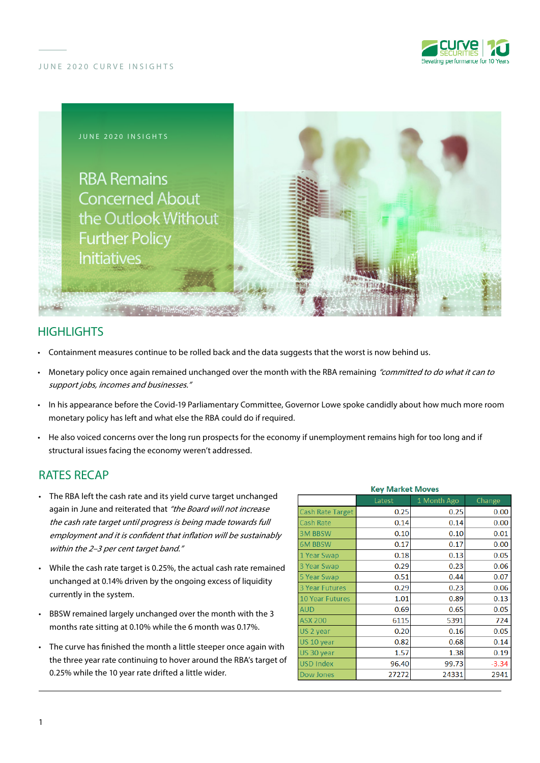JUNE 2020 INSIGHTS

# RBA Remains Concerned About the Outlook Without Further Policy Initiatives

## HIGHLIGHTS

- Containment measures continue to be rolled back and the data suggests that the worst is now behind us.
- Monetary policy once again remained unchanged over the month with the RBA remaining *"committed to do what it can to support jobs, incomes and businesses."*
- In his appearance before the Covid-19 Parliamentary Committee, Governor Lowe spoke candidly about how much more room monetary policy has left and what else the RBA could do if required.
- He also voiced concerns over the long run prospects for the economy if unemployment remains high for too long and if structural issues facing the economy weren't addressed.

## RATES RECAP

- The RBA left the cash rate and its yield curve target unchanged again in June and reiterated that *"the Board will not increase the cash rate target until progress is being made towards full employment and it is confident that inflation will be sustainably within the 2–3 per cent target band."*
- While the cash rate target is 0.25%, the actual cash rate remained unchanged at 0.14% driven by the ongoing excess of liquidity currently in the system.
- BBSW remained largely unchanged over the month with the 3 months rate sitting at 0.10% while the 6 month was 0.17%.
- The curve has finished the month a little steeper once again with the three year rate continuing to hover around the RBA's target of 0.25% while the 10 year rate drifted a little wider.

**Key Market Moves**

| | Latest | 1 Month Ago | Change |
|---|---|---|---|
| Cash Rate Target | 0.25 | 0.25 | 0.00 |
| Cash Rate | 0.14 | 0.14 | 0.00 |
| 3M BBSW | 0.10 | 0.10 | 0.01 |
| 6M BBSW | 0.17 | 0.17 | 0.00 |
| 1 Year Swap | 0.18 | 0.13 | 0.05 |
| 3 Year Swap | 0.29 | 0.23 | 0.06 |
| 5 Year Swap | 0.51 | 0.44 | 0.07 |
| 3 Year Futures | 0.29 | 0.23 | 0.06 |
| 10 Year Futures | 1.01 | 0.89 | 0.13 |
| AUD | 0.69 | 0.65 | 0.05 |
| ASX 200 | 6115 | 5391 | 724 |
| US 2 year | 0.20 | 0.16 | 0.05 |
| US 10 year | 0.82 | 0.68 | 0.14 |
| US 30 year | 1.57 | 1.38 | 0.19 |
| USD Index | 96.40 | 99.73 | -3.34 |
| Dow Jones | 27272 | 24331 | 2941 |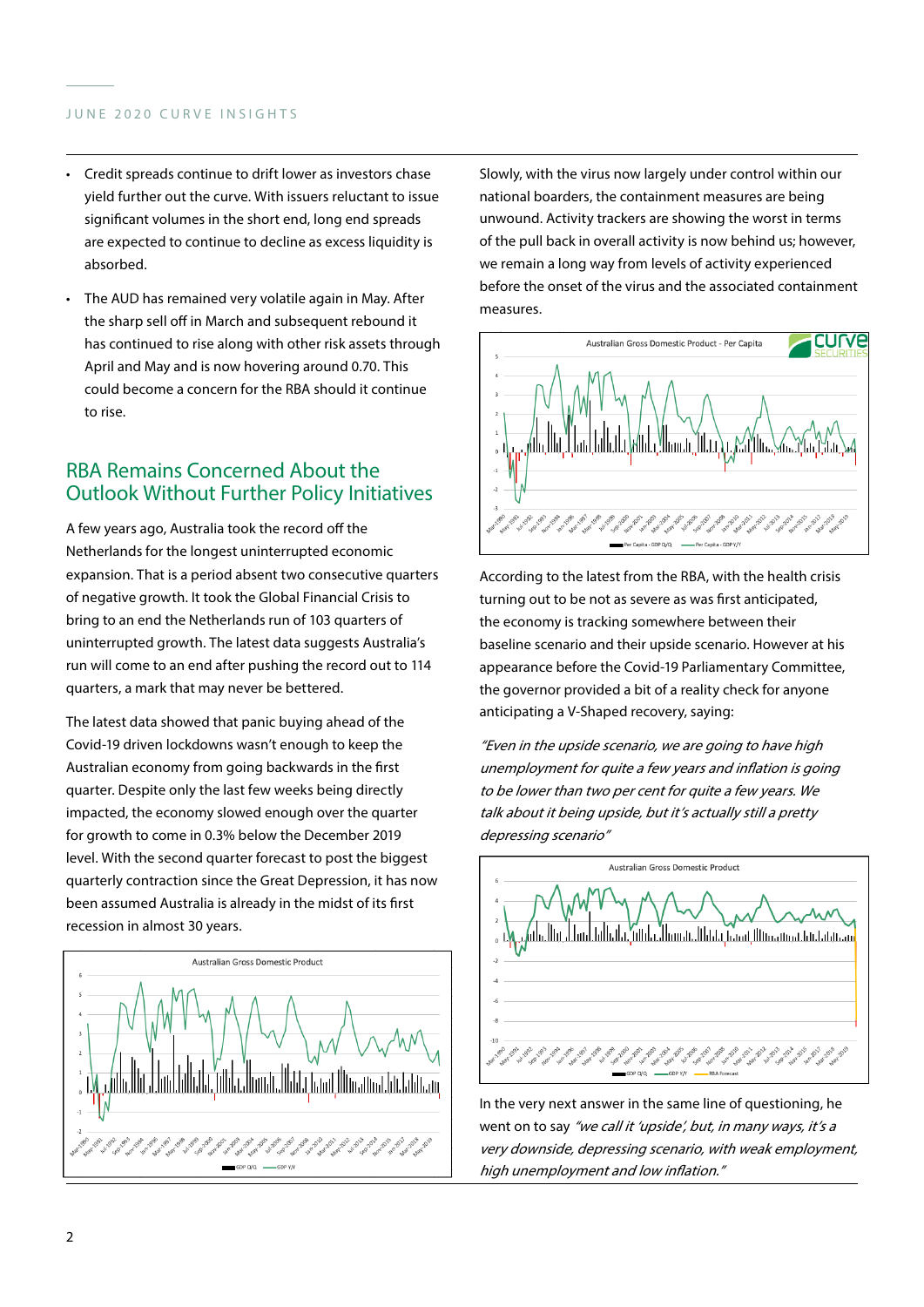- Credit spreads continue to drift lower as investors chase yield further out the curve. With issuers reluctant to issue significant volumes in the short end, long end spreads are expected to continue to decline as excess liquidity is absorbed.
- The AUD has remained very volatile again in May. After the sharp sell off in March and subsequent rebound it has continued to rise along with other risk assets through April and May and is now hovering around 0.70. This could become a concern for the RBA should it continue to rise.

## RBA Remains Concerned About the Outlook Without Further Policy Initiatives

A few years ago, Australia took the record off the Netherlands for the longest uninterrupted economic expansion. That is a period absent two consecutive quarters of negative growth. It took the Global Financial Crisis to bring to an end the Netherlands run of 103 quarters of uninterrupted growth. The latest data suggests Australia's run will come to an end after pushing the record out to 114 quarters, a mark that may never be bettered.

The latest data showed that panic buying ahead of the Covid-19 driven lockdowns wasn't enough to keep the Australian economy from going backwards in the first quarter. Despite only the last few weeks being directly impacted, the economy slowed enough over the quarter for growth to come in 0.3% below the December 2019 level. With the second quarter forecast to post the biggest quarterly contraction since the Great Depression, it has now been assumed Australia is already in the midst of its first recession in almost 30 years.

Slowly, with the virus now largely under control within our national boarders, the containment measures are being unwound. Activity trackers are showing the worst in terms of the pull back in overall activity is now behind us; however, we remain a long way from levels of activity experienced before the onset of the virus and the associated containment measures.

According to the latest from the RBA, with the health crisis turning out to be not as severe as was first anticipated, the economy is tracking somewhere between their baseline scenario and their upside scenario. However at his appearance before the Covid-19 Parliamentary Committee, the governor provided a bit of a reality check for anyone anticipating a V-Shaped recovery, saying:

*"Even in the upside scenario, we are going to have high unemployment for quite a few years and inflation is going to be lower than two per cent for quite a few years. We talk about it being upside, but it's actually still a pretty depressing scenario"*

In the very next answer in the same line of questioning, he went on to say *"we call it 'upside', but, in many ways, it's a very downside, depressing scenario, with weak employment, high unemployment and low inflation."*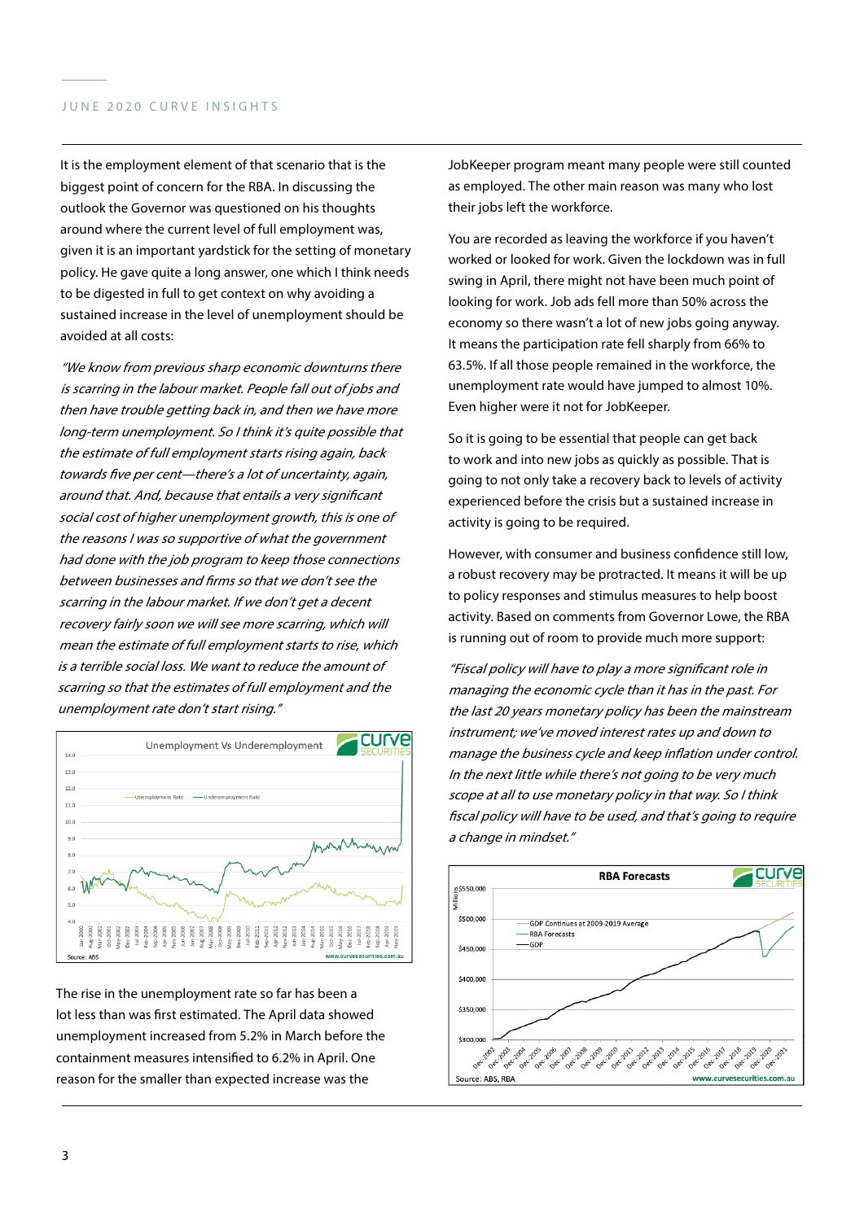It is the employment element of that scenario that is the biggest point of concern for the RBA. In discussing the outlook the Governor was questioned on his thoughts around where the current level of full employment was, given it is an important yardstick for the setting of monetary policy. He gave quite a long answer, one which I think needs to be digested in full to get context on why avoiding a sustained increase in the level of unemployment should be avoided at all costs:

*"We know from previous sharp economic downturns there is scarring in the labour market. People fall out of jobs and then have trouble getting back in, and then we have more long-term unemployment. So I think it's quite possible that the estimate of full employment starts rising again, back towards five per cent—there's a lot of uncertainty, again, around that. And, because that entails a very significant social cost of higher unemployment growth, this is one of the reasons I was so supportive of what the government had done with the job program to keep those connections between businesses and firms so that we don't see the scarring in the labour market. If we don't get a decent recovery fairly soon we will see more scarring, which will mean the estimate of full employment starts to rise, which is a terrible social loss. We want to reduce the amount of scarring so that the estimates of full employment and the unemployment rate don't start rising."*

The rise in the unemployment rate so far has been a lot less than was first estimated. The April data showed unemployment increased from 5.2% in March before the containment measures intensified to 6.2% in April. One reason for the smaller than expected increase was the JobKeeper program meant many people were still counted as employed. The other main reason was many who lost their jobs left the workforce.

You are recorded as leaving the workforce if you haven't worked or looked for work. Given the lockdown was in full swing in April, there might not have been much point of looking for work. Job ads fell more than 50% across the economy so there wasn't a lot of new jobs going anyway. It means the participation rate fell sharply from 66% to 63.5%. If all those people remained in the workforce, the unemployment rate would have jumped to almost 10%. Even higher were it not for JobKeeper.

So it is going to be essential that people can get back to work and into new jobs as quickly as possible. That is going to not only take a recovery back to levels of activity experienced before the crisis but a sustained increase in activity is going to be required.

However, with consumer and business confidence still low, a robust recovery may be protracted. It means it will be up to policy responses and stimulus measures to help boost activity. Based on comments from Governor Lowe, the RBA is running out of room to provide much more support:

*"Fiscal policy will have to play a more significant role in managing the economic cycle than it has in the past. For the last 20 years monetary policy has been the mainstream instrument; we've moved interest rates up and down to manage the business cycle and keep inflation under control. In the next little while there's not going to be very much scope at all to use monetary policy in that way. So I think fiscal policy will have to be used, and that's going to require a change in mindset."*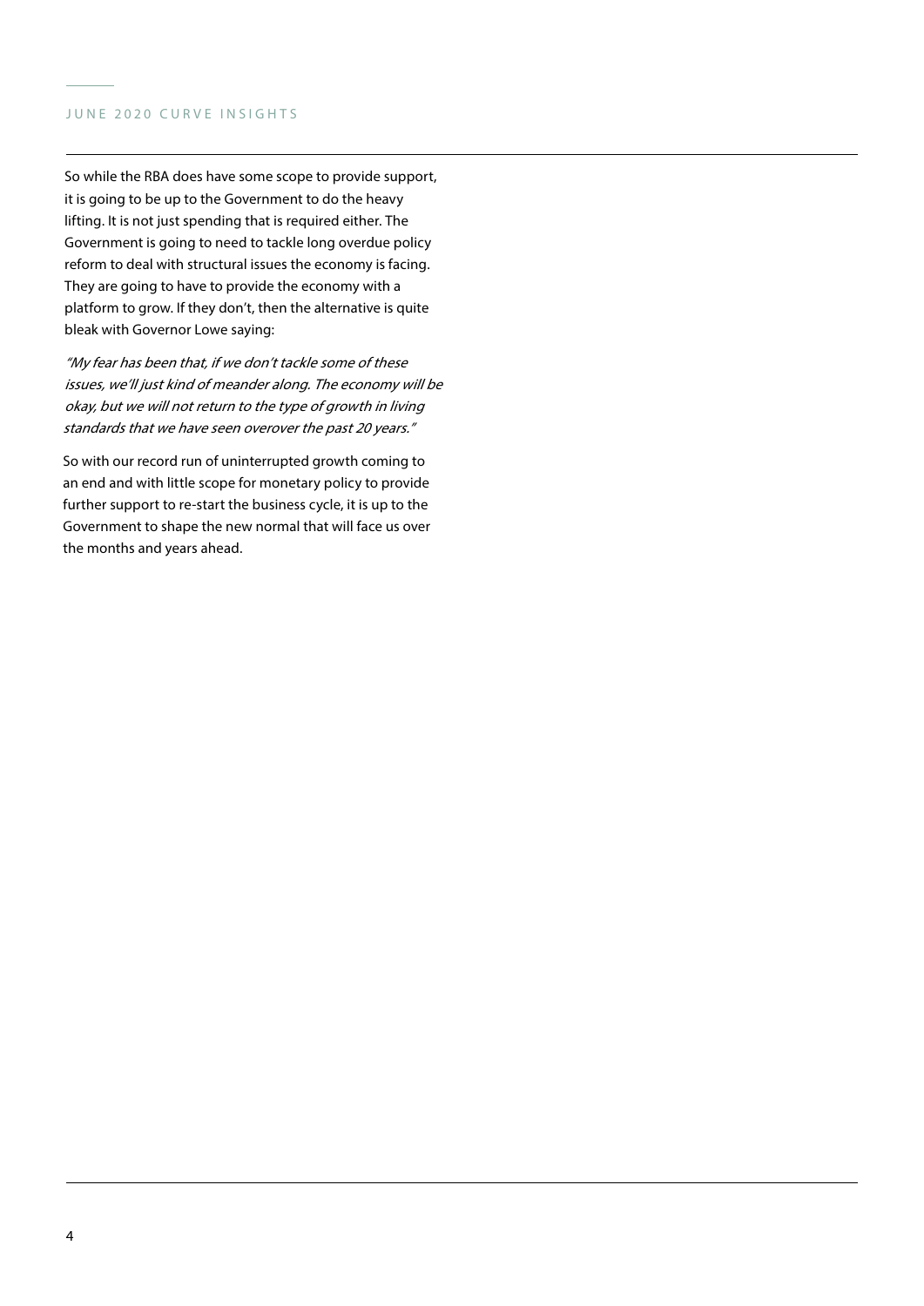So while the RBA does have some scope to provide support, it is going to be up to the Government to do the heavy lifting. It is not just spending that is required either. The Government is going to need to tackle long overdue policy reform to deal with structural issues the economy is facing. They are going to have to provide the economy with a platform to grow. If they don't, then the alternative is quite bleak with Governor Lowe saying:

*"My fear has been that, if we don't tackle some of these issues, we'll just kind of meander along. The economy will be okay, but we will not return to the type of growth in living standards that we have seen overover the past 20 years."*

So with our record run of uninterrupted growth coming to an end and with little scope for monetary policy to provide further support to re-start the business cycle, it is up to the Government to shape the new normal that will face us over the months and years ahead.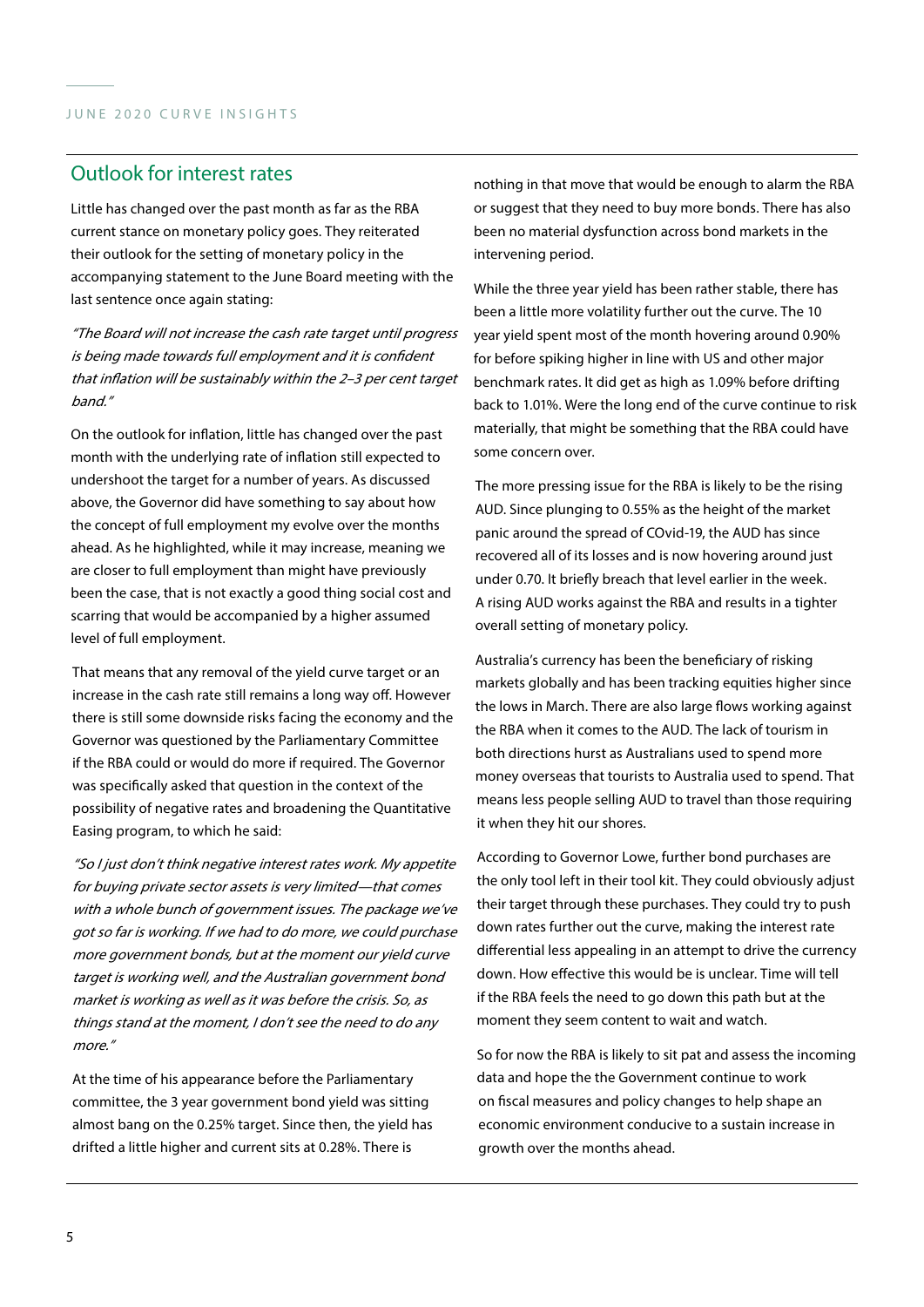## Outlook for interest rates

Little has changed over the past month as far as the RBA current stance on monetary policy goes. They reiterated their outlook for the setting of monetary policy in the accompanying statement to the June Board meeting with the last sentence once again stating:

*"The Board will not increase the cash rate target until progress is being made towards full employment and it is confident that inflation will be sustainably within the 2–3 per cent target band."*

On the outlook for inflation, little has changed over the past month with the underlying rate of inflation still expected to undershoot the target for a number of years. As discussed above, the Governor did have something to say about how the concept of full employment my evolve over the months ahead. As he highlighted, while it may increase, meaning we are closer to full employment than might have previously been the case, that is not exactly a good thing social cost and scarring that would be accompanied by a higher assumed level of full employment.

That means that any removal of the yield curve target or an increase in the cash rate still remains a long way off. However there is still some downside risks facing the economy and the Governor was questioned by the Parliamentary Committee if the RBA could or would do more if required. The Governor was specifically asked that question in the context of the possibility of negative rates and broadening the Quantitative Easing program, to which he said:

*"So I just don't think negative interest rates work. My appetite for buying private sector assets is very limited—that comes with a whole bunch of government issues. The package we've got so far is working. If we had to do more, we could purchase more government bonds, but at the moment our yield curve target is working well, and the Australian government bond market is working as well as it was before the crisis. So, as things stand at the moment, I don't see the need to do any more."*

At the time of his appearance before the Parliamentary committee, the 3 year government bond yield was sitting almost bang on the 0.25% target. Since then, the yield has drifted a little higher and current sits at 0.28%. There is nothing in that move that would be enough to alarm the RBA or suggest that they need to buy more bonds. There has also been no material dysfunction across bond markets in the intervening period.

While the three year yield has been rather stable, there has been a little more volatility further out the curve. The 10 year yield spent most of the month hovering around 0.90% for before spiking higher in line with US and other major benchmark rates. It did get as high as 1.09% before drifting back to 1.01%. Were the long end of the curve continue to risk materially, that might be something that the RBA could have some concern over.

The more pressing issue for the RBA is likely to be the rising AUD. Since plunging to 0.55% as the height of the market panic around the spread of COvid-19, the AUD has since recovered all of its losses and is now hovering around just under 0.70. It briefly breach that level earlier in the week. A rising AUD works against the RBA and results in a tighter overall setting of monetary policy.

Australia's currency has been the beneficiary of risking markets globally and has been tracking equities higher since the lows in March. There are also large flows working against the RBA when it comes to the AUD. The lack of tourism in both directions hurst as Australians used to spend more money overseas that tourists to Australia used to spend. That means less people selling AUD to travel than those requiring it when they hit our shores.

According to Governor Lowe, further bond purchases are the only tool left in their tool kit. They could obviously adjust their target through these purchases. They could try to push down rates further out the curve, making the interest rate differential less appealing in an attempt to drive the currency down. How effective this would be is unclear. Time will tell if the RBA feels the need to go down this path but at the moment they seem content to wait and watch.

So for now the RBA is likely to sit pat and assess the incoming data and hope the the Government continue to work on fiscal measures and policy changes to help shape an economic environment conducive to a sustain increase in growth over the months ahead.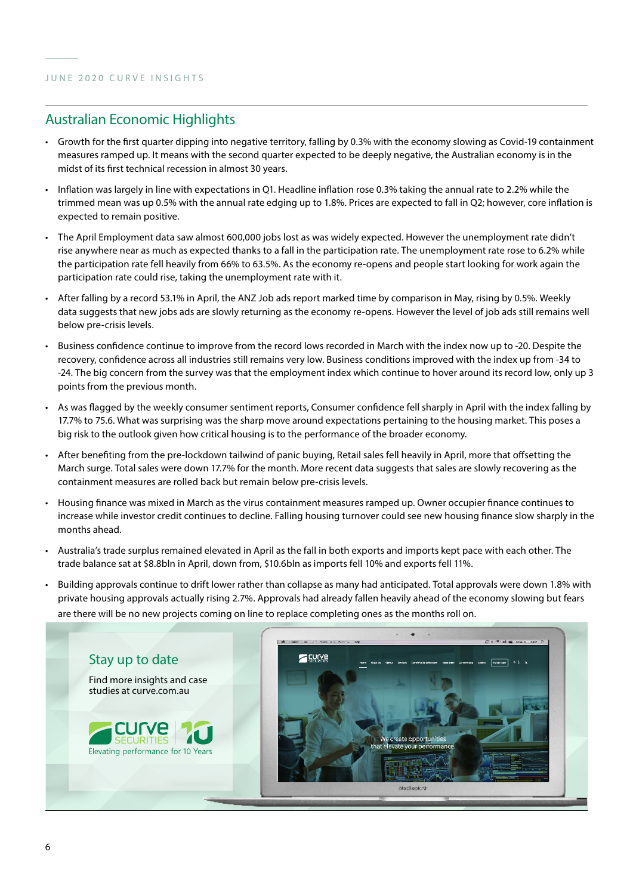## Australian Economic Highlights

- Growth for the first quarter dipping into negative territory, falling by 0.3% with the economy slowing as Covid-19 containment measures ramped up. It means with the second quarter expected to be deeply negative, the Australian economy is in the midst of its first technical recession in almost 30 years.
- Inflation was largely in line with expectations in Q1. Headline inflation rose 0.3% taking the annual rate to 2.2% while the trimmed mean was up 0.5% with the annual rate edging up to 1.8%. Prices are expected to fall in Q2; however, core inflation is expected to remain positive.
- The April Employment data saw almost 600,000 jobs lost as was widely expected. However the unemployment rate didn't rise anywhere near as much as expected thanks to a fall in the participation rate. The unemployment rate rose to 6.2% while the participation rate fell heavily from 66% to 63.5%. As the economy re-opens and people start looking for work again the participation rate could rise, taking the unemployment rate with it.
- After falling by a record 53.1% in April, the ANZ Job ads report marked time by comparison in May, rising by 0.5%. Weekly data suggests that new jobs ads are slowly returning as the economy re-opens. However the level of job ads still remains well below pre-crisis levels.
- Business confidence continue to improve from the record lows recorded in March with the index now up to -20. Despite the recovery, confidence across all industries still remains very low. Business conditions improved with the index up from -34 to -24. The big concern from the survey was that the employment index which continue to hover around its record low, only up 3 points from the previous month.
- As was flagged by the weekly consumer sentiment reports, Consumer confidence fell sharply in April with the index falling by 17.7% to 75.6. What was surprising was the sharp move around expectations pertaining to the housing market. This poses a big risk to the outlook given how critical housing is to the performance of the broader economy.
- After benefiting from the pre-lockdown tailwind of panic buying, Retail sales fell heavily in April, more that offsetting the March surge. Total sales were down 17.7% for the month. More recent data suggests that sales are slowly recovering as the containment measures are rolled back but remain below pre-crisis levels.
- Housing finance was mixed in March as the virus containment measures ramped up. Owner occupier finance continues to increase while investor credit continues to decline. Falling housing turnover could see new housing finance slow sharply in the months ahead.
- Australia's trade surplus remained elevated in April as the fall in both exports and imports kept pace with each other. The trade balance sat at $8.8bln in April, down from, $10.6bln as imports fell 10% and exports fell 11%.
- Building approvals continue to drift lower rather than collapse as many had anticipated. Total approvals were down 1.8% with private housing approvals actually rising 2.7%. Approvals had already fallen heavily ahead of the economy slowing but fears are there will be no new projects coming on line to replace completing ones as the months roll on.

### Stay up to date

Find more insights and case studies at curve.com.au

curve SECURITIES 10

Elevating performance for 10 Years